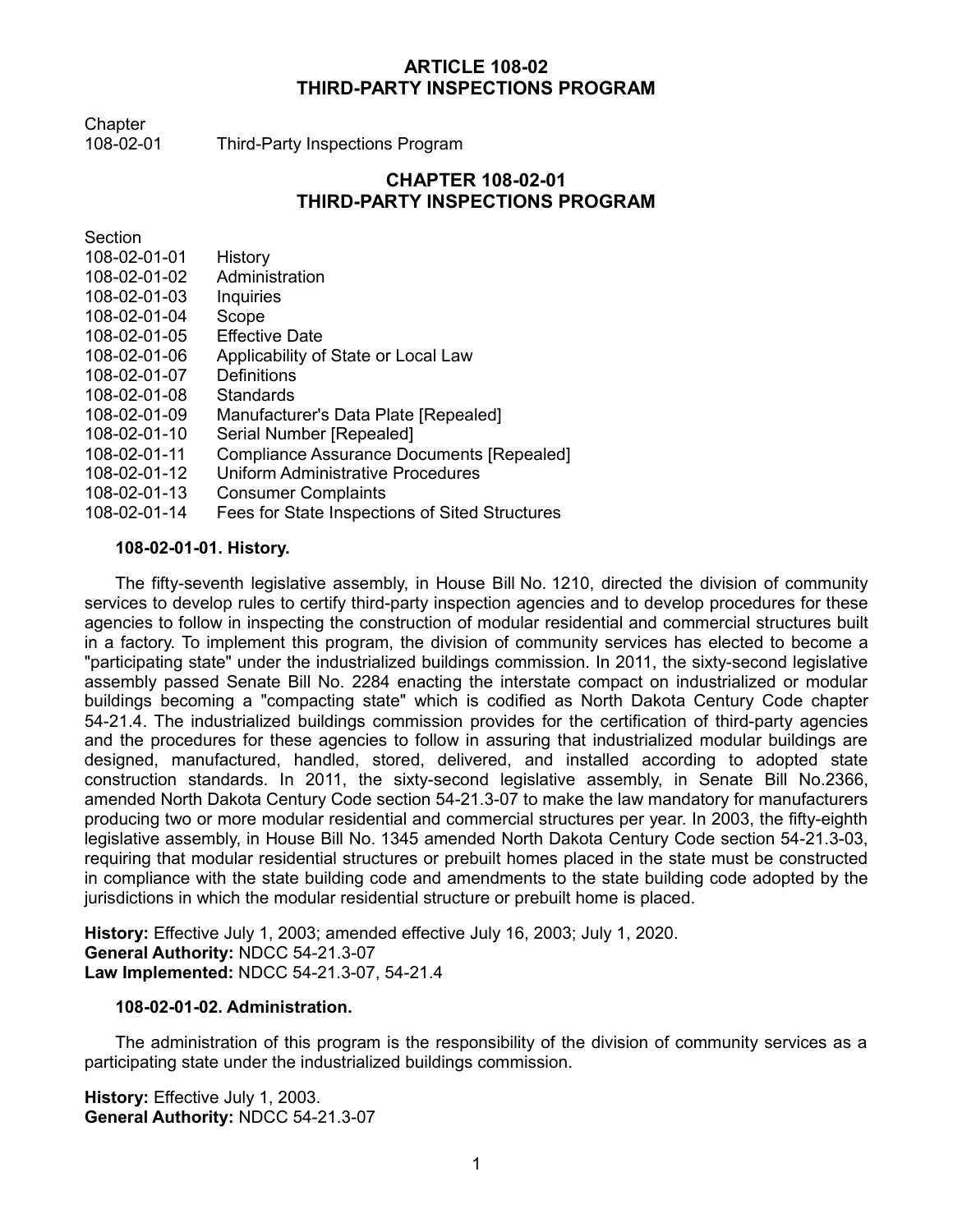# ARTICLE 108-02
# THIRD-PARTY INSPECTIONS PROGRAM

| Chapter | |
|---|---|
| 108-02-01 | Third-Party Inspections Program |

## CHAPTER 108-02-01
## THIRD-PARTY INSPECTIONS PROGRAM

| Section | |
|---|---|
| 108-02-01-01 | History |
| 108-02-01-02 | Administration |
| 108-02-01-03 | Inquiries |
| 108-02-01-04 | Scope |
| 108-02-01-05 | Effective Date |
| 108-02-01-06 | Applicability of State or Local Law |
| 108-02-01-07 | Definitions |
| 108-02-01-08 | Standards |
| 108-02-01-09 | Manufacturer's Data Plate [Repealed] |
| 108-02-01-10 | Serial Number [Repealed] |
| 108-02-01-11 | Compliance Assurance Documents [Repealed] |
| 108-02-01-12 | Uniform Administrative Procedures |
| 108-02-01-13 | Consumer Complaints |
| 108-02-01-14 | Fees for State Inspections of Sited Structures |

### 108-02-01-01. History.

The fifty-seventh legislative assembly, in House Bill No. 1210, directed the division of community services to develop rules to certify third-party inspection agencies and to develop procedures for these agencies to follow in inspecting the construction of modular residential and commercial structures built in a factory. To implement this program, the division of community services has elected to become a "participating state" under the industrialized buildings commission. In 2011, the sixty-second legislative assembly passed Senate Bill No. 2284 enacting the interstate compact on industrialized or modular buildings becoming a "compacting state" which is codified as North Dakota Century Code chapter 54-21.4. The industrialized buildings commission provides for the certification of third-party agencies and the procedures for these agencies to follow in assuring that industrialized modular buildings are designed, manufactured, handled, stored, delivered, and installed according to adopted state construction standards. In 2011, the sixty-second legislative assembly, in Senate Bill No.2366, amended North Dakota Century Code section 54-21.3-07 to make the law mandatory for manufacturers producing two or more modular residential and commercial structures per year. In 2003, the fifty-eighth legislative assembly, in House Bill No. 1345 amended North Dakota Century Code section 54-21.3-03, requiring that modular residential structures or prebuilt homes placed in the state must be constructed in compliance with the state building code and amendments to the state building code adopted by the jurisdictions in which the modular residential structure or prebuilt home is placed.

**History:** Effective July 1, 2003; amended effective July 16, 2003; July 1, 2020.
**General Authority:** NDCC 54-21.3-07
**Law Implemented:** NDCC 54-21.3-07, 54-21.4

### 108-02-01-02. Administration.

The administration of this program is the responsibility of the division of community services as a participating state under the industrialized buildings commission.

**History:** Effective July 1, 2003.
**General Authority:** NDCC 54-21.3-07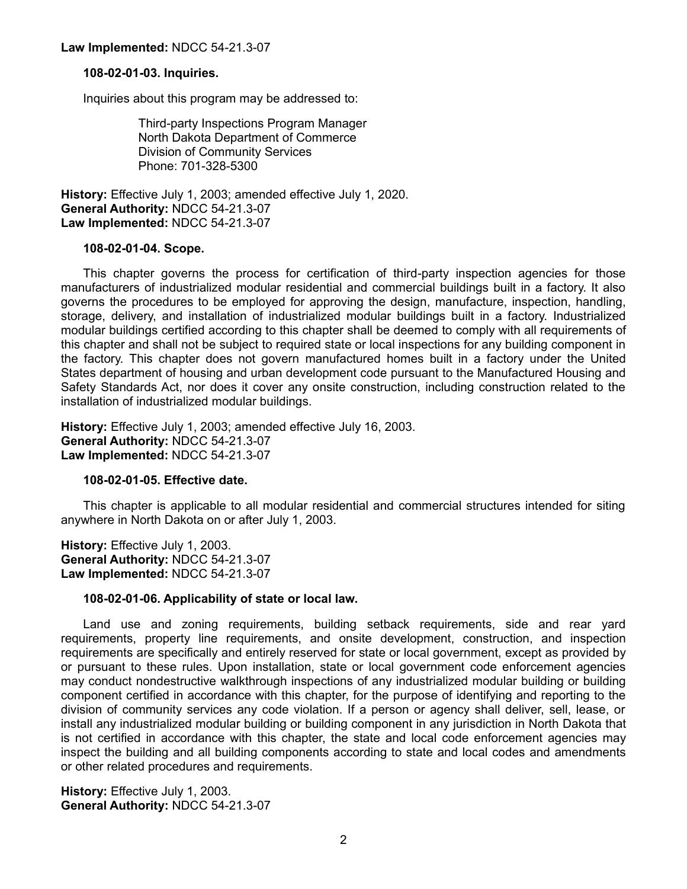**Law Implemented:** NDCC 54-21.3-07

**108-02-01-03. Inquiries.**

Inquiries about this program may be addressed to:

Third-party Inspections Program Manager
North Dakota Department of Commerce
Division of Community Services
Phone: 701-328-5300

**History:** Effective July 1, 2003; amended effective July 1, 2020.
**General Authority:** NDCC 54-21.3-07
**Law Implemented:** NDCC 54-21.3-07

**108-02-01-04. Scope.**

This chapter governs the process for certification of third-party inspection agencies for those manufacturers of industrialized modular residential and commercial buildings built in a factory. It also governs the procedures to be employed for approving the design, manufacture, inspection, handling, storage, delivery, and installation of industrialized modular buildings built in a factory. Industrialized modular buildings certified according to this chapter shall be deemed to comply with all requirements of this chapter and shall not be subject to required state or local inspections for any building component in the factory. This chapter does not govern manufactured homes built in a factory under the United States department of housing and urban development code pursuant to the Manufactured Housing and Safety Standards Act, nor does it cover any onsite construction, including construction related to the installation of industrialized modular buildings.

**History:** Effective July 1, 2003; amended effective July 16, 2003.
**General Authority:** NDCC 54-21.3-07
**Law Implemented:** NDCC 54-21.3-07

**108-02-01-05. Effective date.**

This chapter is applicable to all modular residential and commercial structures intended for siting anywhere in North Dakota on or after July 1, 2003.

**History:** Effective July 1, 2003.
**General Authority:** NDCC 54-21.3-07
**Law Implemented:** NDCC 54-21.3-07

**108-02-01-06. Applicability of state or local law.**

Land use and zoning requirements, building setback requirements, side and rear yard requirements, property line requirements, and onsite development, construction, and inspection requirements are specifically and entirely reserved for state or local government, except as provided by or pursuant to these rules. Upon installation, state or local government code enforcement agencies may conduct nondestructive walkthrough inspections of any industrialized modular building or building component certified in accordance with this chapter, for the purpose of identifying and reporting to the division of community services any code violation. If a person or agency shall deliver, sell, lease, or install any industrialized modular building or building component in any jurisdiction in North Dakota that is not certified in accordance with this chapter, the state and local code enforcement agencies may inspect the building and all building components according to state and local codes and amendments or other related procedures and requirements.

**History:** Effective July 1, 2003.
**General Authority:** NDCC 54-21.3-07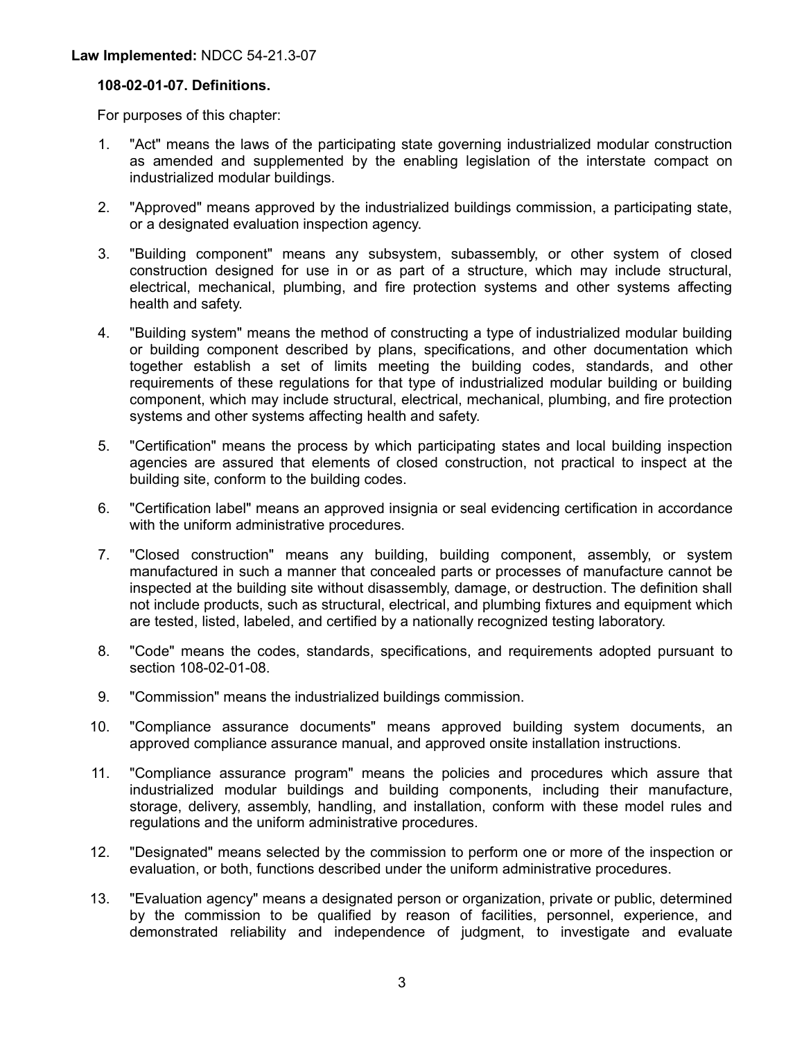**Law Implemented:** NDCC 54-21.3-07

**108-02-01-07. Definitions.**

For purposes of this chapter:

1. "Act" means the laws of the participating state governing industrialized modular construction as amended and supplemented by the enabling legislation of the interstate compact on industrialized modular buildings.

2. "Approved" means approved by the industrialized buildings commission, a participating state, or a designated evaluation inspection agency.

3. "Building component" means any subsystem, subassembly, or other system of closed construction designed for use in or as part of a structure, which may include structural, electrical, mechanical, plumbing, and fire protection systems and other systems affecting health and safety.

4. "Building system" means the method of constructing a type of industrialized modular building or building component described by plans, specifications, and other documentation which together establish a set of limits meeting the building codes, standards, and other requirements of these regulations for that type of industrialized modular building or building component, which may include structural, electrical, mechanical, plumbing, and fire protection systems and other systems affecting health and safety.

5. "Certification" means the process by which participating states and local building inspection agencies are assured that elements of closed construction, not practical to inspect at the building site, conform to the building codes.

6. "Certification label" means an approved insignia or seal evidencing certification in accordance with the uniform administrative procedures.

7. "Closed construction" means any building, building component, assembly, or system manufactured in such a manner that concealed parts or processes of manufacture cannot be inspected at the building site without disassembly, damage, or destruction. The definition shall not include products, such as structural, electrical, and plumbing fixtures and equipment which are tested, listed, labeled, and certified by a nationally recognized testing laboratory.

8. "Code" means the codes, standards, specifications, and requirements adopted pursuant to section 108-02-01-08.

9. "Commission" means the industrialized buildings commission.

10. "Compliance assurance documents" means approved building system documents, an approved compliance assurance manual, and approved onsite installation instructions.

11. "Compliance assurance program" means the policies and procedures which assure that industrialized modular buildings and building components, including their manufacture, storage, delivery, assembly, handling, and installation, conform with these model rules and regulations and the uniform administrative procedures.

12. "Designated" means selected by the commission to perform one or more of the inspection or evaluation, or both, functions described under the uniform administrative procedures.

13. "Evaluation agency" means a designated person or organization, private or public, determined by the commission to be qualified by reason of facilities, personnel, experience, and demonstrated reliability and independence of judgment, to investigate and evaluate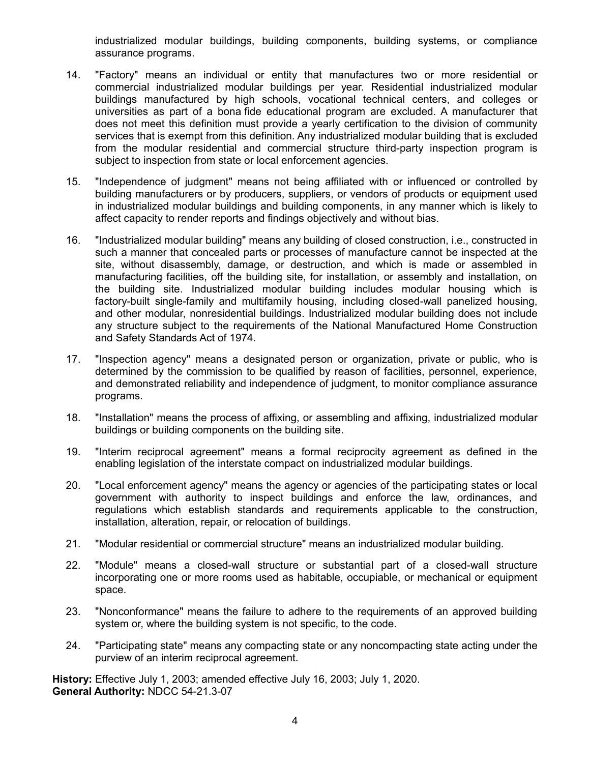industrialized modular buildings, building components, building systems, or compliance assurance programs.

14. "Factory" means an individual or entity that manufactures two or more residential or commercial industrialized modular buildings per year. Residential industrialized modular buildings manufactured by high schools, vocational technical centers, and colleges or universities as part of a bona fide educational program are excluded. A manufacturer that does not meet this definition must provide a yearly certification to the division of community services that is exempt from this definition. Any industrialized modular building that is excluded from the modular residential and commercial structure third-party inspection program is subject to inspection from state or local enforcement agencies.

15. "Independence of judgment" means not being affiliated with or influenced or controlled by building manufacturers or by producers, suppliers, or vendors of products or equipment used in industrialized modular buildings and building components, in any manner which is likely to affect capacity to render reports and findings objectively and without bias.

16. "Industrialized modular building" means any building of closed construction, i.e., constructed in such a manner that concealed parts or processes of manufacture cannot be inspected at the site, without disassembly, damage, or destruction, and which is made or assembled in manufacturing facilities, off the building site, for installation, or assembly and installation, on the building site. Industrialized modular building includes modular housing which is factory-built single-family and multifamily housing, including closed-wall panelized housing, and other modular, nonresidential buildings. Industrialized modular building does not include any structure subject to the requirements of the National Manufactured Home Construction and Safety Standards Act of 1974.

17. "Inspection agency" means a designated person or organization, private or public, who is determined by the commission to be qualified by reason of facilities, personnel, experience, and demonstrated reliability and independence of judgment, to monitor compliance assurance programs.

18. "Installation" means the process of affixing, or assembling and affixing, industrialized modular buildings or building components on the building site.

19. "Interim reciprocal agreement" means a formal reciprocity agreement as defined in the enabling legislation of the interstate compact on industrialized modular buildings.

20. "Local enforcement agency" means the agency or agencies of the participating states or local government with authority to inspect buildings and enforce the law, ordinances, and regulations which establish standards and requirements applicable to the construction, installation, alteration, repair, or relocation of buildings.

21. "Modular residential or commercial structure" means an industrialized modular building.

22. "Module" means a closed-wall structure or substantial part of a closed-wall structure incorporating one or more rooms used as habitable, occupiable, or mechanical or equipment space.

23. "Nonconformance" means the failure to adhere to the requirements of an approved building system or, where the building system is not specific, to the code.

24. "Participating state" means any compacting state or any noncompacting state acting under the purview of an interim reciprocal agreement.

**History:** Effective July 1, 2003; amended effective July 16, 2003; July 1, 2020.
**General Authority:** NDCC 54-21.3-07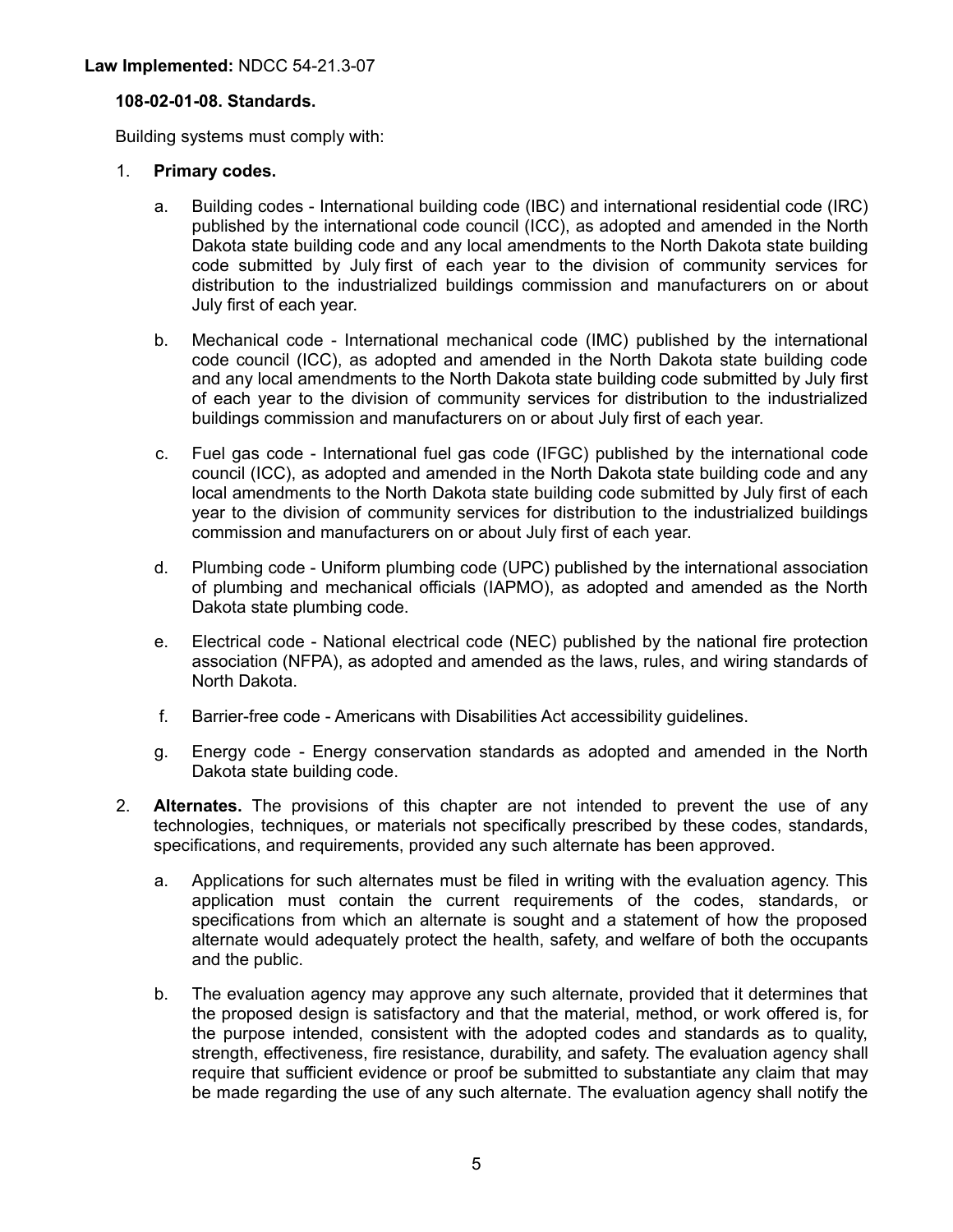**Law Implemented:** NDCC 54-21.3-07

**108-02-01-08. Standards.**

Building systems must comply with:

1. **Primary codes.**

   a. Building codes - International building code (IBC) and international residential code (IRC) published by the international code council (ICC), as adopted and amended in the North Dakota state building code and any local amendments to the North Dakota state building code submitted by July first of each year to the division of community services for distribution to the industrialized buildings commission and manufacturers on or about July first of each year.

   b. Mechanical code - International mechanical code (IMC) published by the international code council (ICC), as adopted and amended in the North Dakota state building code and any local amendments to the North Dakota state building code submitted by July first of each year to the division of community services for distribution to the industrialized buildings commission and manufacturers on or about July first of each year.

   c. Fuel gas code - International fuel gas code (IFGC) published by the international code council (ICC), as adopted and amended in the North Dakota state building code and any local amendments to the North Dakota state building code submitted by July first of each year to the division of community services for distribution to the industrialized buildings commission and manufacturers on or about July first of each year.

   d. Plumbing code - Uniform plumbing code (UPC) published by the international association of plumbing and mechanical officials (IAPMO), as adopted and amended as the North Dakota state plumbing code.

   e. Electrical code - National electrical code (NEC) published by the national fire protection association (NFPA), as adopted and amended as the laws, rules, and wiring standards of North Dakota.

   f. Barrier-free code - Americans with Disabilities Act accessibility guidelines.

   g. Energy code - Energy conservation standards as adopted and amended in the North Dakota state building code.

2. **Alternates.** The provisions of this chapter are not intended to prevent the use of any technologies, techniques, or materials not specifically prescribed by these codes, standards, specifications, and requirements, provided any such alternate has been approved.

   a. Applications for such alternates must be filed in writing with the evaluation agency. This application must contain the current requirements of the codes, standards, or specifications from which an alternate is sought and a statement of how the proposed alternate would adequately protect the health, safety, and welfare of both the occupants and the public.

   b. The evaluation agency may approve any such alternate, provided that it determines that the proposed design is satisfactory and that the material, method, or work offered is, for the purpose intended, consistent with the adopted codes and standards as to quality, strength, effectiveness, fire resistance, durability, and safety. The evaluation agency shall require that sufficient evidence or proof be submitted to substantiate any claim that may be made regarding the use of any such alternate. The evaluation agency shall notify the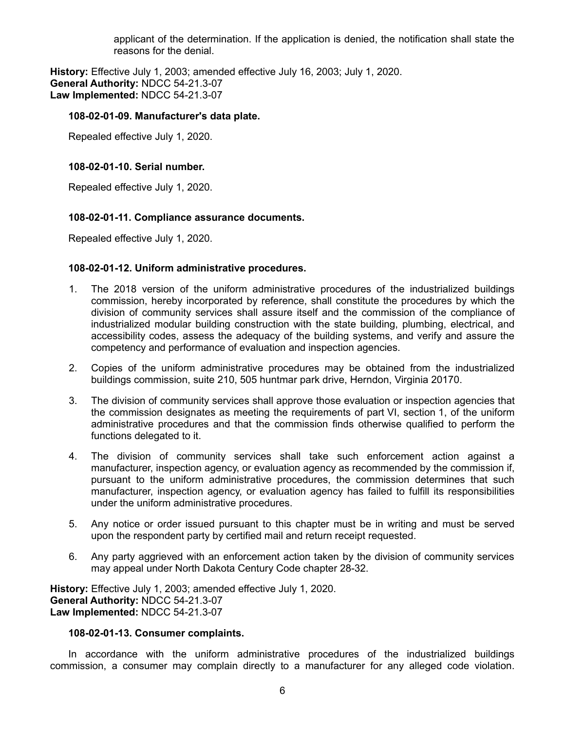applicant of the determination. If the application is denied, the notification shall state the reasons for the denial.

**History:** Effective July 1, 2003; amended effective July 16, 2003; July 1, 2020.
**General Authority:** NDCC 54-21.3-07
**Law Implemented:** NDCC 54-21.3-07

**108-02-01-09. Manufacturer's data plate.**

Repealed effective July 1, 2020.

**108-02-01-10. Serial number.**

Repealed effective July 1, 2020.

**108-02-01-11. Compliance assurance documents.**

Repealed effective July 1, 2020.

**108-02-01-12. Uniform administrative procedures.**

1. The 2018 version of the uniform administrative procedures of the industrialized buildings commission, hereby incorporated by reference, shall constitute the procedures by which the division of community services shall assure itself and the commission of the compliance of industrialized modular building construction with the state building, plumbing, electrical, and accessibility codes, assess the adequacy of the building systems, and verify and assure the competency and performance of evaluation and inspection agencies.

2. Copies of the uniform administrative procedures may be obtained from the industrialized buildings commission, suite 210, 505 huntmar park drive, Herndon, Virginia 20170.

3. The division of community services shall approve those evaluation or inspection agencies that the commission designates as meeting the requirements of part VI, section 1, of the uniform administrative procedures and that the commission finds otherwise qualified to perform the functions delegated to it.

4. The division of community services shall take such enforcement action against a manufacturer, inspection agency, or evaluation agency as recommended by the commission if, pursuant to the uniform administrative procedures, the commission determines that such manufacturer, inspection agency, or evaluation agency has failed to fulfill its responsibilities under the uniform administrative procedures.

5. Any notice or order issued pursuant to this chapter must be in writing and must be served upon the respondent party by certified mail and return receipt requested.

6. Any party aggrieved with an enforcement action taken by the division of community services may appeal under North Dakota Century Code chapter 28-32.

**History:** Effective July 1, 2003; amended effective July 1, 2020.
**General Authority:** NDCC 54-21.3-07
**Law Implemented:** NDCC 54-21.3-07

**108-02-01-13. Consumer complaints.**

In accordance with the uniform administrative procedures of the industrialized buildings commission, a consumer may complain directly to a manufacturer for any alleged code violation.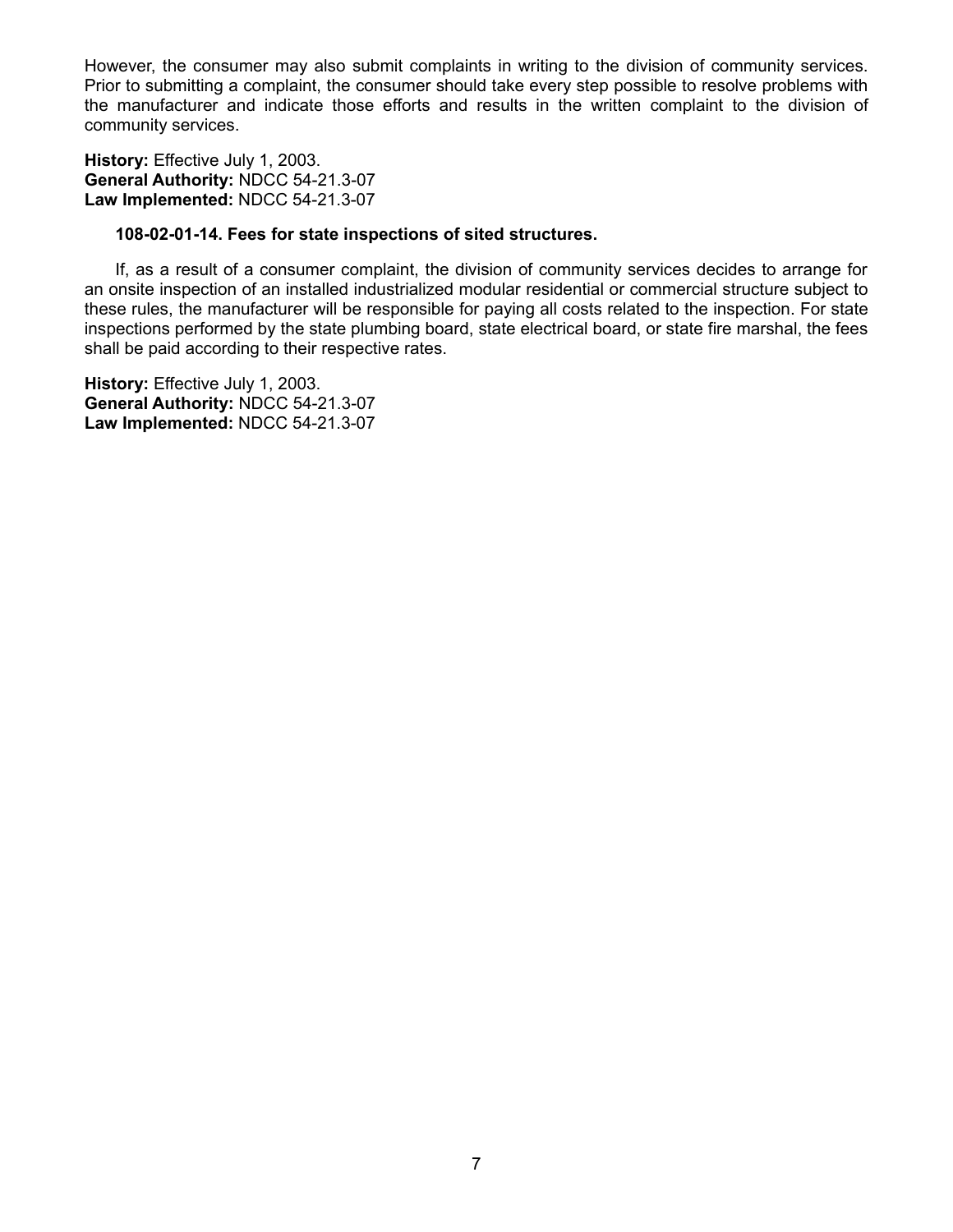However, the consumer may also submit complaints in writing to the division of community services. Prior to submitting a complaint, the consumer should take every step possible to resolve problems with the manufacturer and indicate those efforts and results in the written complaint to the division of community services.

**History:** Effective July 1, 2003.
**General Authority:** NDCC 54-21.3-07
**Law Implemented:** NDCC 54-21.3-07

**108-02-01-14. Fees for state inspections of sited structures.**

If, as a result of a consumer complaint, the division of community services decides to arrange for an onsite inspection of an installed industrialized modular residential or commercial structure subject to these rules, the manufacturer will be responsible for paying all costs related to the inspection. For state inspections performed by the state plumbing board, state electrical board, or state fire marshal, the fees shall be paid according to their respective rates.

**History:** Effective July 1, 2003.
**General Authority:** NDCC 54-21.3-07
**Law Implemented:** NDCC 54-21.3-07